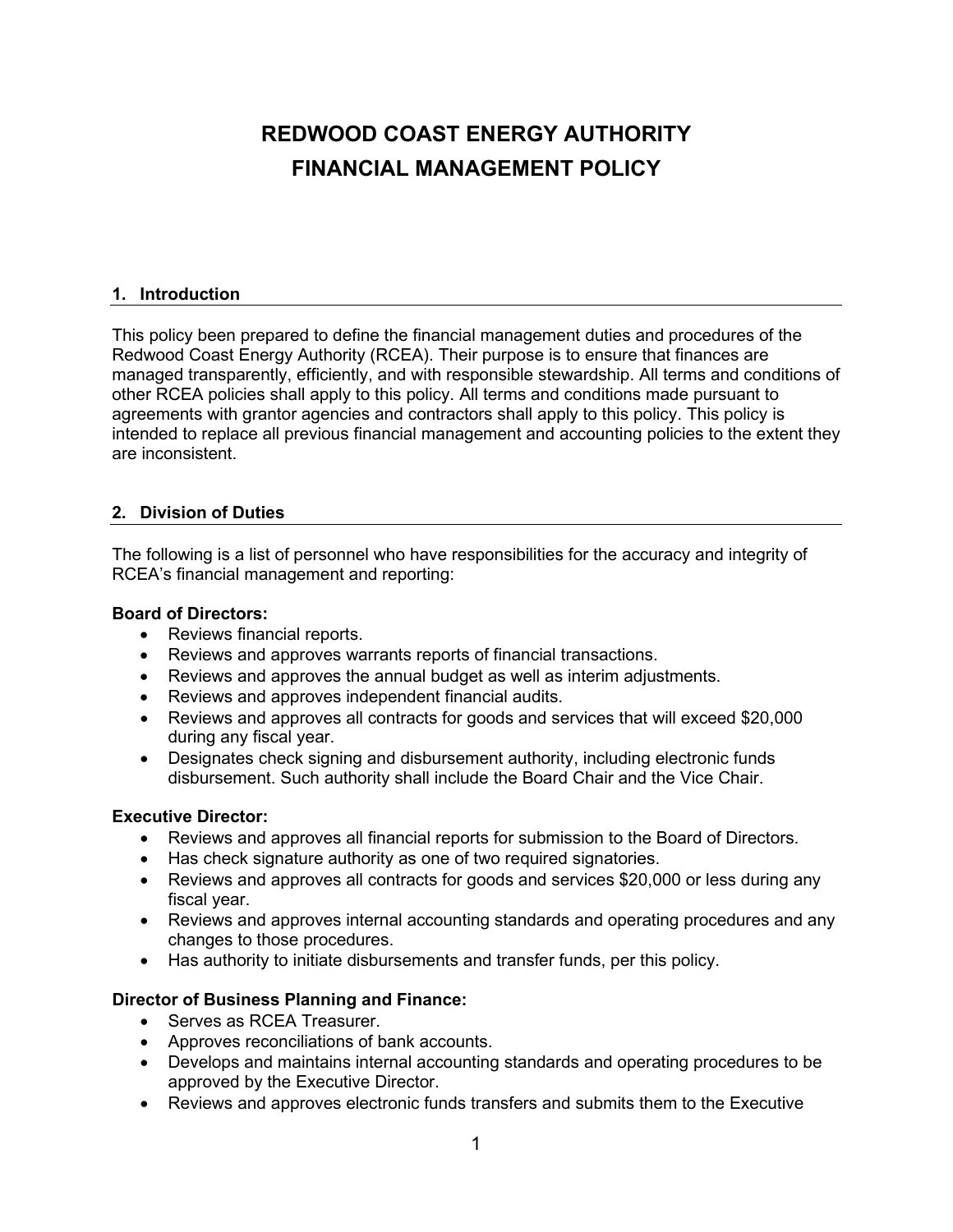# REDWOOD COAST ENERGY AUTHORITY
# FINANCIAL MANAGEMENT POLICY

## 1. Introduction

This policy been prepared to define the financial management duties and procedures of the Redwood Coast Energy Authority (RCEA). Their purpose is to ensure that finances are managed transparently, efficiently, and with responsible stewardship. All terms and conditions of other RCEA policies shall apply to this policy. All terms and conditions made pursuant to agreements with grantor agencies and contractors shall apply to this policy. This policy is intended to replace all previous financial management and accounting policies to the extent they are inconsistent.

## 2. Division of Duties

The following is a list of personnel who have responsibilities for the accuracy and integrity of RCEA's financial management and reporting:

**Board of Directors:**

- Reviews financial reports.
- Reviews and approves warrants reports of financial transactions.
- Reviews and approves the annual budget as well as interim adjustments.
- Reviews and approves independent financial audits.
- Reviews and approves all contracts for goods and services that will exceed $20,000 during any fiscal year.
- Designates check signing and disbursement authority, including electronic funds disbursement. Such authority shall include the Board Chair and the Vice Chair.

**Executive Director:**

- Reviews and approves all financial reports for submission to the Board of Directors.
- Has check signature authority as one of two required signatories.
- Reviews and approves all contracts for goods and services $20,000 or less during any fiscal year.
- Reviews and approves internal accounting standards and operating procedures and any changes to those procedures.
- Has authority to initiate disbursements and transfer funds, per this policy.

**Director of Business Planning and Finance:**

- Serves as RCEA Treasurer.
- Approves reconciliations of bank accounts.
- Develops and maintains internal accounting standards and operating procedures to be approved by the Executive Director.
- Reviews and approves electronic funds transfers and submits them to the Executive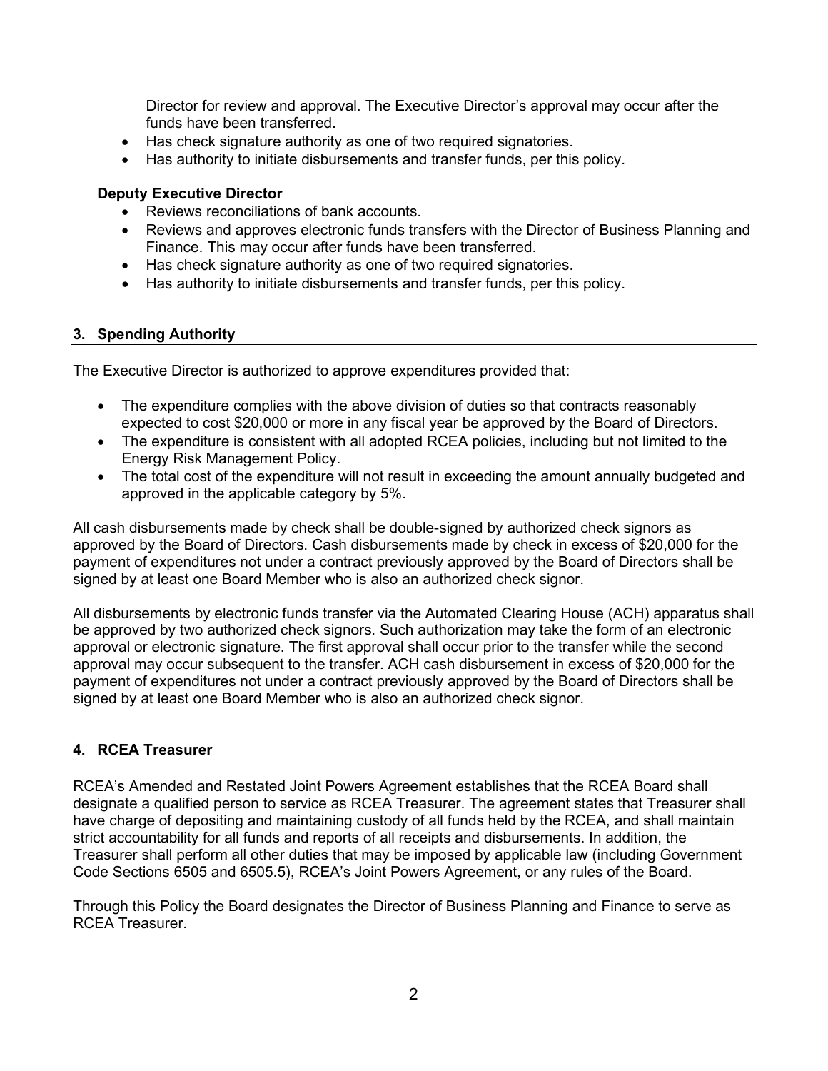Director for review and approval. The Executive Director's approval may occur after the funds have been transferred.

- Has check signature authority as one of two required signatories.
- Has authority to initiate disbursements and transfer funds, per this policy.

**Deputy Executive Director**

- Reviews reconciliations of bank accounts.
- Reviews and approves electronic funds transfers with the Director of Business Planning and Finance. This may occur after funds have been transferred.
- Has check signature authority as one of two required signatories.
- Has authority to initiate disbursements and transfer funds, per this policy.

## 3. Spending Authority

The Executive Director is authorized to approve expenditures provided that:

- The expenditure complies with the above division of duties so that contracts reasonably expected to cost $20,000 or more in any fiscal year be approved by the Board of Directors.
- The expenditure is consistent with all adopted RCEA policies, including but not limited to the Energy Risk Management Policy.
- The total cost of the expenditure will not result in exceeding the amount annually budgeted and approved in the applicable category by 5%.

All cash disbursements made by check shall be double-signed by authorized check signors as approved by the Board of Directors. Cash disbursements made by check in excess of $20,000 for the payment of expenditures not under a contract previously approved by the Board of Directors shall be signed by at least one Board Member who is also an authorized check signor.

All disbursements by electronic funds transfer via the Automated Clearing House (ACH) apparatus shall be approved by two authorized check signors. Such authorization may take the form of an electronic approval or electronic signature. The first approval shall occur prior to the transfer while the second approval may occur subsequent to the transfer. ACH cash disbursement in excess of $20,000 for the payment of expenditures not under a contract previously approved by the Board of Directors shall be signed by at least one Board Member who is also an authorized check signor.

## 4. RCEA Treasurer

RCEA's Amended and Restated Joint Powers Agreement establishes that the RCEA Board shall designate a qualified person to service as RCEA Treasurer. The agreement states that Treasurer shall have charge of depositing and maintaining custody of all funds held by the RCEA, and shall maintain strict accountability for all funds and reports of all receipts and disbursements. In addition, the Treasurer shall perform all other duties that may be imposed by applicable law (including Government Code Sections 6505 and 6505.5), RCEA's Joint Powers Agreement, or any rules of the Board.

Through this Policy the Board designates the Director of Business Planning and Finance to serve as RCEA Treasurer.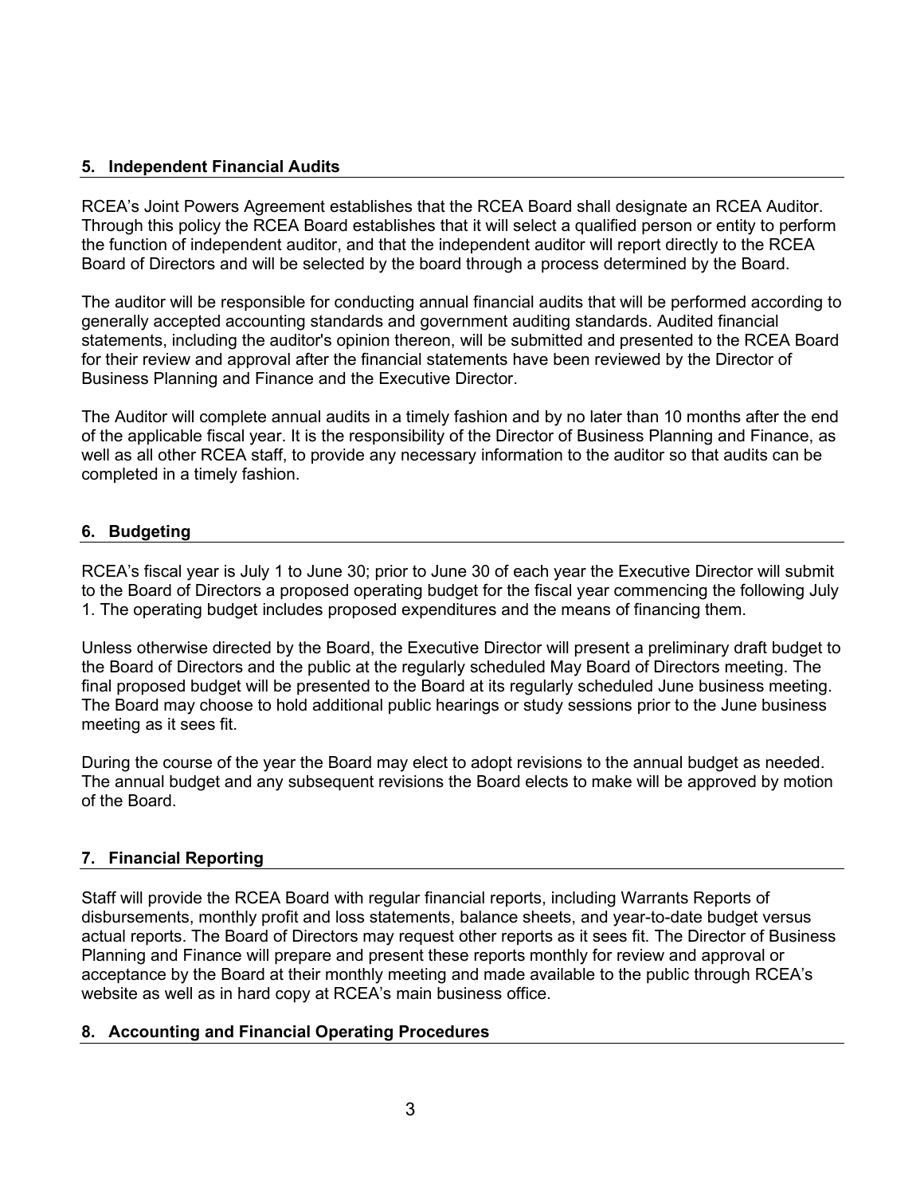## 5. Independent Financial Audits

RCEA's Joint Powers Agreement establishes that the RCEA Board shall designate an RCEA Auditor. Through this policy the RCEA Board establishes that it will select a qualified person or entity to perform the function of independent auditor, and that the independent auditor will report directly to the RCEA Board of Directors and will be selected by the board through a process determined by the Board.

The auditor will be responsible for conducting annual financial audits that will be performed according to generally accepted accounting standards and government auditing standards. Audited financial statements, including the auditor's opinion thereon, will be submitted and presented to the RCEA Board for their review and approval after the financial statements have been reviewed by the Director of Business Planning and Finance and the Executive Director.

The Auditor will complete annual audits in a timely fashion and by no later than 10 months after the end of the applicable fiscal year. It is the responsibility of the Director of Business Planning and Finance, as well as all other RCEA staff, to provide any necessary information to the auditor so that audits can be completed in a timely fashion.

## 6. Budgeting

RCEA's fiscal year is July 1 to June 30; prior to June 30 of each year the Executive Director will submit to the Board of Directors a proposed operating budget for the fiscal year commencing the following July 1. The operating budget includes proposed expenditures and the means of financing them.

Unless otherwise directed by the Board, the Executive Director will present a preliminary draft budget to the Board of Directors and the public at the regularly scheduled May Board of Directors meeting. The final proposed budget will be presented to the Board at its regularly scheduled June business meeting. The Board may choose to hold additional public hearings or study sessions prior to the June business meeting as it sees fit.

During the course of the year the Board may elect to adopt revisions to the annual budget as needed. The annual budget and any subsequent revisions the Board elects to make will be approved by motion of the Board.

## 7. Financial Reporting

Staff will provide the RCEA Board with regular financial reports, including Warrants Reports of disbursements, monthly profit and loss statements, balance sheets, and year-to-date budget versus actual reports. The Board of Directors may request other reports as it sees fit. The Director of Business Planning and Finance will prepare and present these reports monthly for review and approval or acceptance by the Board at their monthly meeting and made available to the public through RCEA's website as well as in hard copy at RCEA's main business office.

## 8. Accounting and Financial Operating Procedures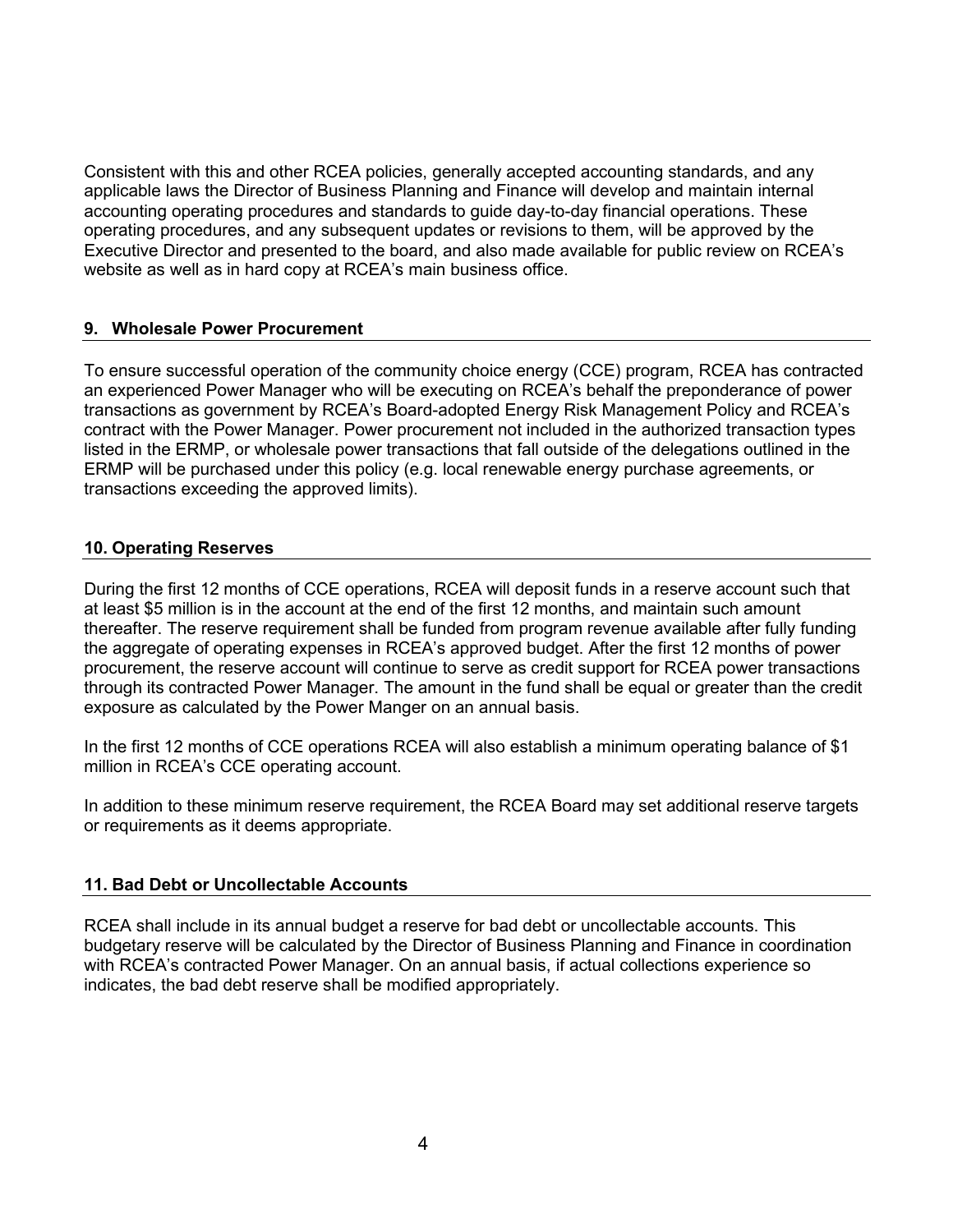Consistent with this and other RCEA policies, generally accepted accounting standards, and any applicable laws the Director of Business Planning and Finance will develop and maintain internal accounting operating procedures and standards to guide day-to-day financial operations. These operating procedures, and any subsequent updates or revisions to them, will be approved by the Executive Director and presented to the board, and also made available for public review on RCEA's website as well as in hard copy at RCEA's main business office.

## 9. Wholesale Power Procurement

To ensure successful operation of the community choice energy (CCE) program, RCEA has contracted an experienced Power Manager who will be executing on RCEA's behalf the preponderance of power transactions as government by RCEA's Board-adopted Energy Risk Management Policy and RCEA's contract with the Power Manager. Power procurement not included in the authorized transaction types listed in the ERMP, or wholesale power transactions that fall outside of the delegations outlined in the ERMP will be purchased under this policy (e.g. local renewable energy purchase agreements, or transactions exceeding the approved limits).

## 10. Operating Reserves

During the first 12 months of CCE operations, RCEA will deposit funds in a reserve account such that at least $5 million is in the account at the end of the first 12 months, and maintain such amount thereafter. The reserve requirement shall be funded from program revenue available after fully funding the aggregate of operating expenses in RCEA's approved budget. After the first 12 months of power procurement, the reserve account will continue to serve as credit support for RCEA power transactions through its contracted Power Manager. The amount in the fund shall be equal or greater than the credit exposure as calculated by the Power Manger on an annual basis.

In the first 12 months of CCE operations RCEA will also establish a minimum operating balance of $1 million in RCEA's CCE operating account.

In addition to these minimum reserve requirement, the RCEA Board may set additional reserve targets or requirements as it deems appropriate.

## 11. Bad Debt or Uncollectable Accounts

RCEA shall include in its annual budget a reserve for bad debt or uncollectable accounts. This budgetary reserve will be calculated by the Director of Business Planning and Finance in coordination with RCEA's contracted Power Manager. On an annual basis, if actual collections experience so indicates, the bad debt reserve shall be modified appropriately.